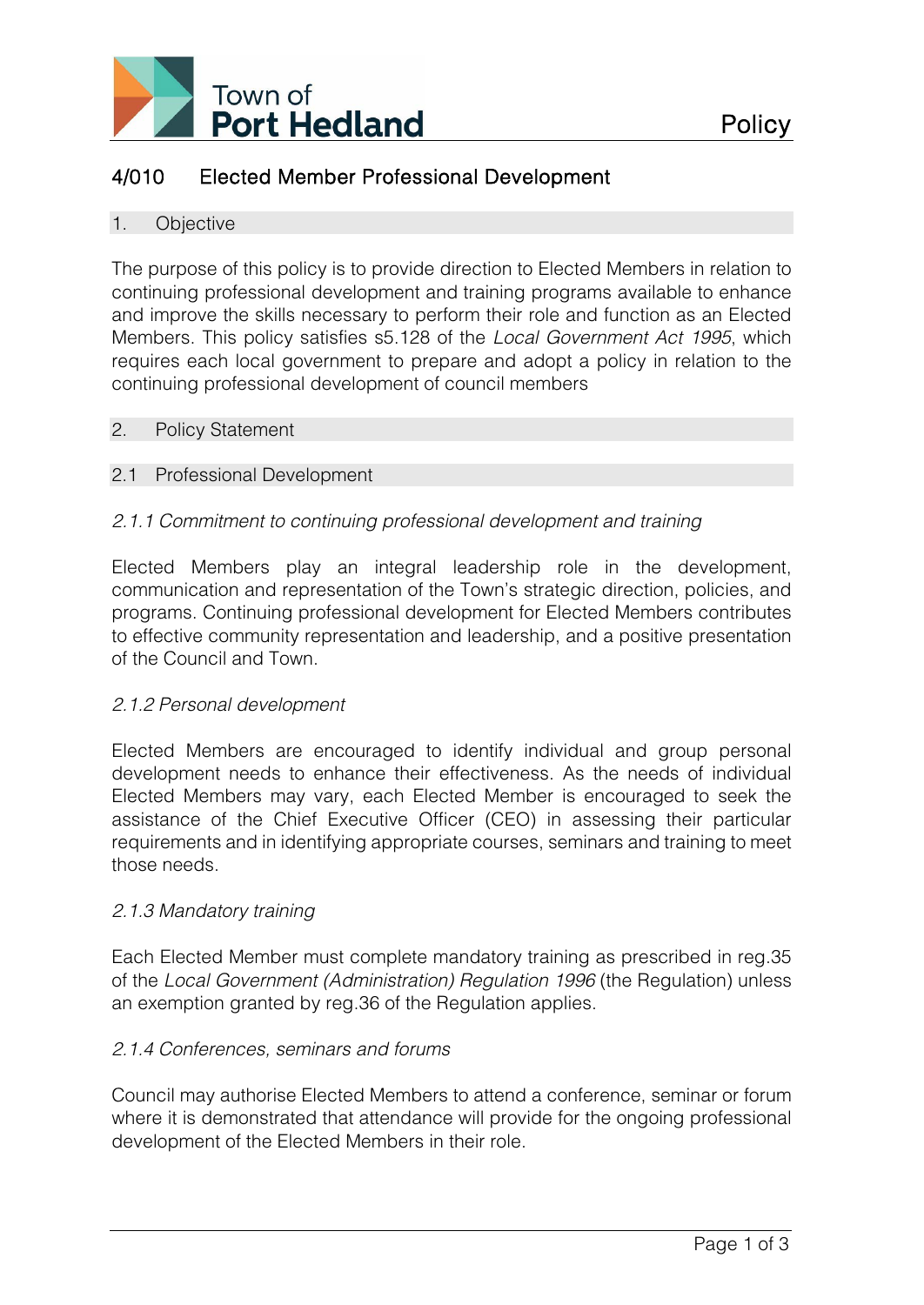# 4/010 Elected Member Professional Development

## 1. Objective

The purpose of this policy is to provide direction to Elected Members in relation to continuing professional development and training programs available to enhance and improve the skills necessary to perform their role and function as an Elected Members. This policy satisfies s5.128 of the *Local Government Act 1995*, which requires each local government to prepare and adopt a policy in relation to the continuing professional development of council members

## 2. Policy Statement

### 2.1 Professional Development

*2.1.1 Commitment to continuing professional development and training*

Elected Members play an integral leadership role in the development, communication and representation of the Town's strategic direction, policies, and programs. Continuing professional development for Elected Members contributes to effective community representation and leadership, and a positive presentation of the Council and Town.

*2.1.2 Personal development*

Elected Members are encouraged to identify individual and group personal development needs to enhance their effectiveness. As the needs of individual Elected Members may vary, each Elected Member is encouraged to seek the assistance of the Chief Executive Officer (CEO) in assessing their particular requirements and in identifying appropriate courses, seminars and training to meet those needs.

*2.1.3 Mandatory training*

Each Elected Member must complete mandatory training as prescribed in reg.35 of the *Local Government (Administration) Regulation 1996* (the Regulation) unless an exemption granted by reg.36 of the Regulation applies.

*2.1.4 Conferences, seminars and forums*

Council may authorise Elected Members to attend a conference, seminar or forum where it is demonstrated that attendance will provide for the ongoing professional development of the Elected Members in their role.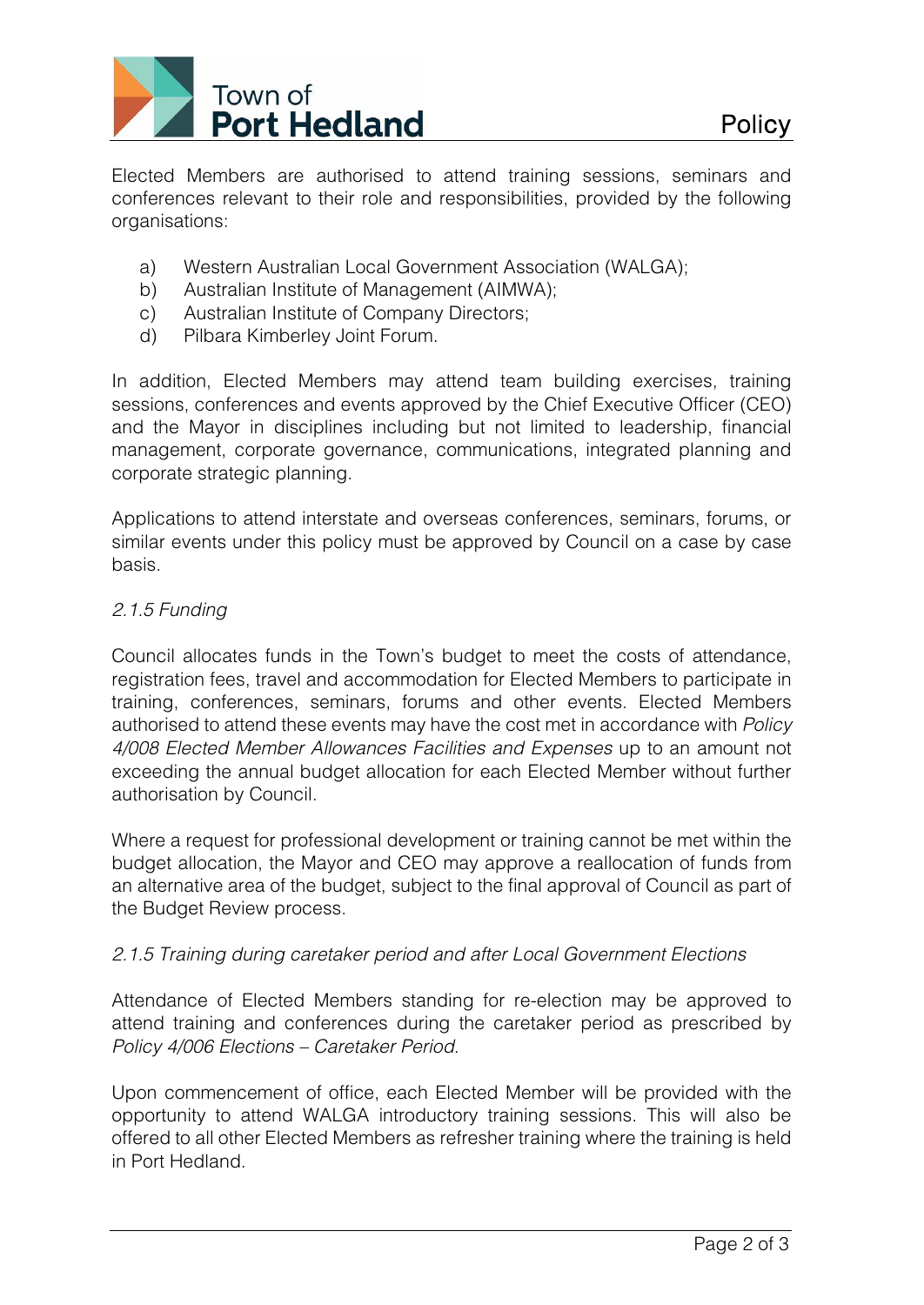Elected Members are authorised to attend training sessions, seminars and conferences relevant to their role and responsibilities, provided by the following organisations:

a) Western Australian Local Government Association (WALGA);
b) Australian Institute of Management (AIMWA);
c) Australian Institute of Company Directors;
d) Pilbara Kimberley Joint Forum.

In addition, Elected Members may attend team building exercises, training sessions, conferences and events approved by the Chief Executive Officer (CEO) and the Mayor in disciplines including but not limited to leadership, financial management, corporate governance, communications, integrated planning and corporate strategic planning.

Applications to attend interstate and overseas conferences, seminars, forums, or similar events under this policy must be approved by Council on a case by case basis.

*2.1.5 Funding*

Council allocates funds in the Town's budget to meet the costs of attendance, registration fees, travel and accommodation for Elected Members to participate in training, conferences, seminars, forums and other events. Elected Members authorised to attend these events may have the cost met in accordance with *Policy 4/008 Elected Member Allowances Facilities and Expenses* up to an amount not exceeding the annual budget allocation for each Elected Member without further authorisation by Council.

Where a request for professional development or training cannot be met within the budget allocation, the Mayor and CEO may approve a reallocation of funds from an alternative area of the budget, subject to the final approval of Council as part of the Budget Review process.

*2.1.5 Training during caretaker period and after Local Government Elections*

Attendance of Elected Members standing for re-election may be approved to attend training and conferences during the caretaker period as prescribed by *Policy 4/006 Elections – Caretaker Period*.

Upon commencement of office, each Elected Member will be provided with the opportunity to attend WALGA introductory training sessions. This will also be offered to all other Elected Members as refresher training where the training is held in Port Hedland.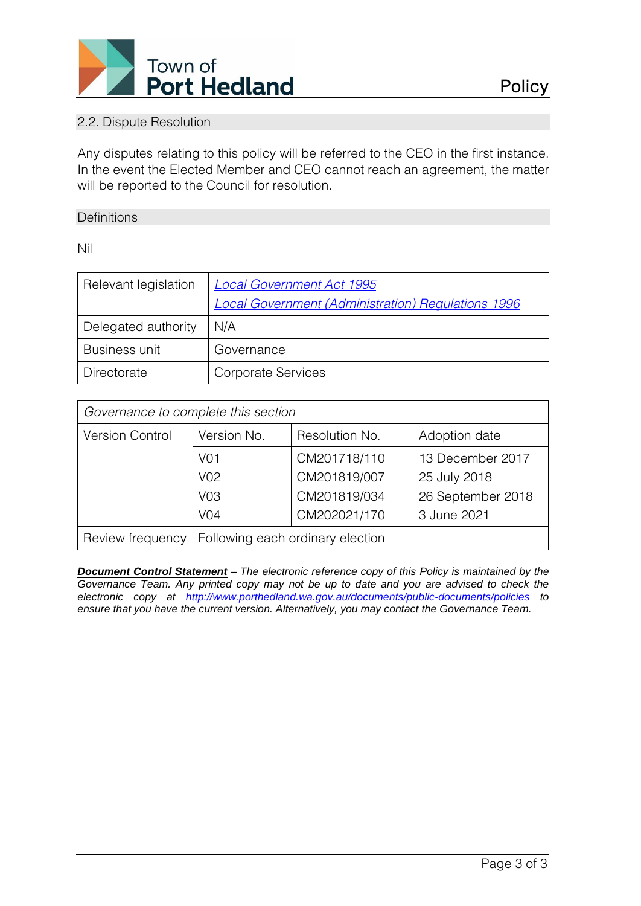## 2.2. Dispute Resolution

Any disputes relating to this policy will be referred to the CEO in the first instance. In the event the Elected Member and CEO cannot reach an agreement, the matter will be reported to the Council for resolution.

## Definitions

Nil

| | |
|---|---|
| Relevant legislation | *Local Government Act 1995*<br>*Local Government (Administration) Regulations 1996* |
| Delegated authority | N/A |
| Business unit | Governance |
| Directorate | Corporate Services |

| *Governance to complete this section* | | | |
|---|---|---|---|
| Version Control | Version No. | Resolution No. | Adoption date |
| | V01 | CM201718/110 | 13 December 2017 |
| | V02 | CM201819/007 | 25 July 2018 |
| | V03 | CM201819/034 | 26 September 2018 |
| | V04 | CM202021/170 | 3 June 2021 |
| Review frequency | Following each ordinary election | | |

***Document Control Statement*** *– The electronic reference copy of this Policy is maintained by the Governance Team. Any printed copy may not be up to date and you are advised to check the electronic copy at http://www.porthedland.wa.gov.au/documents/public-documents/policies to ensure that you have the current version. Alternatively, you may contact the Governance Team.*